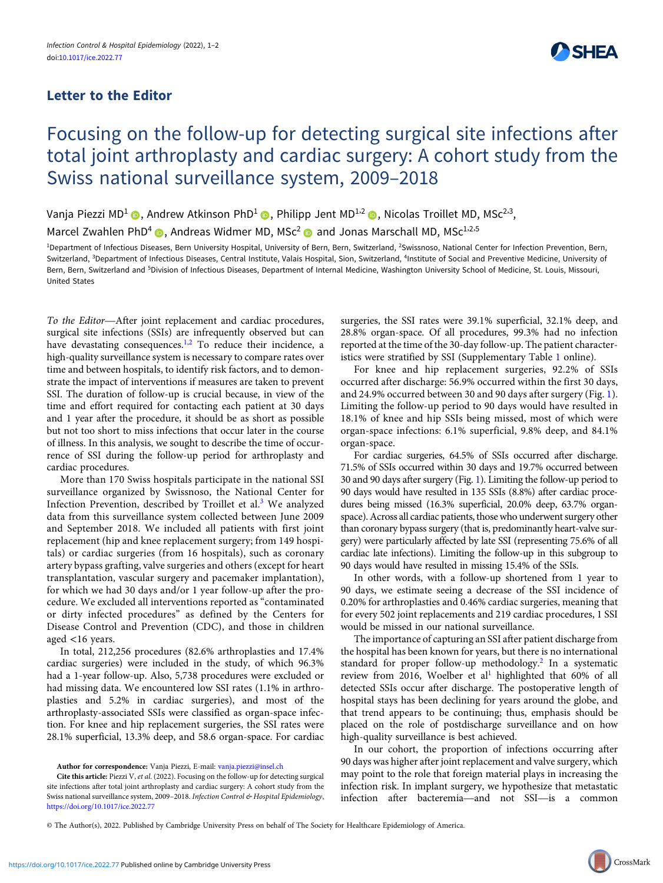**Letter to the Editor**

# Focusing on the follow-up for detecting surgical site infections after total joint arthroplasty and cardiac surgery: A cohort study from the Swiss national surveillance system, 2009–2018

Vanja Piezzi MD[1], Andrew Atkinson PhD[1], Philipp Jent MD[1,2], Nicolas Troillet MD, MSc[2,3], Marcel Zwahlen PhD[4], Andreas Widmer MD, MSc[2] and Jonas Marschall MD, MSc[1,2,5]

[1]Department of Infectious Diseases, Bern University Hospital, University of Bern, Bern, Switzerland, [2]Swissnoso, National Center for Infection Prevention, Bern, Switzerland, [3]Department of Infectious Diseases, Central Institute, Valais Hospital, Sion, Switzerland, [4]Institute of Social and Preventive Medicine, University of Bern, Bern, Switzerland and [5]Division of Infectious Diseases, Department of Internal Medicine, Washington University School of Medicine, St. Louis, Missouri, United States

*To the Editor*—After joint replacement and cardiac procedures, surgical site infections (SSIs) are infrequently observed but can have devastating consequences.[1,2] To reduce their incidence, a high-quality surveillance system is necessary to compare rates over time and between hospitals, to identify risk factors, and to demonstrate the impact of interventions if measures are taken to prevent SSI. The duration of follow-up is crucial because, in view of the time and effort required for contacting each patient at 30 days and 1 year after the procedure, it should be as short as possible but not too short to miss infections that occur later in the course of illness. In this analysis, we sought to describe the time of occurrence of SSI during the follow-up period for arthroplasty and cardiac procedures.

More than 170 Swiss hospitals participate in the national SSI surveillance organized by Swissnoso, the National Center for Infection Prevention, described by Troillet et al.[3] We analyzed data from this surveillance system collected between June 2009 and September 2018. We included all patients with first joint replacement (hip and knee replacement surgery; from 149 hospitals) or cardiac surgeries (from 16 hospitals), such as coronary artery bypass grafting, valve surgeries and others (except for heart transplantation, vascular surgery and pacemaker implantation), for which we had 30 days and/or 1 year follow-up after the procedure. We excluded all interventions reported as "contaminated or dirty infected procedures" as defined by the Centers for Disease Control and Prevention (CDC), and those in children aged <16 years.

In total, 212,256 procedures (82.6% arthroplasties and 17.4% cardiac surgeries) were included in the study, of which 96.3% had a 1-year follow-up. Also, 5,738 procedures were excluded or had missing data. We encountered low SSI rates (1.1% in arthroplasties and 5.2% in cardiac surgeries), and most of the arthroplasty-associated SSIs were classified as organ-space infection. For knee and hip replacement surgeries, the SSI rates were 28.1% superficial, 13.3% deep, and 58.6 organ-space. For cardiac surgeries, the SSI rates were 39.1% superficial, 32.1% deep, and 28.8% organ-space. Of all procedures, 99.3% had no infection reported at the time of the 30-day follow-up. The patient characteristics were stratified by SSI (Supplementary Table 1 online).

For knee and hip replacement surgeries, 92.2% of SSIs occurred after discharge: 56.9% occurred within the first 30 days, and 24.9% occurred between 30 and 90 days after surgery (Fig. 1). Limiting the follow-up period to 90 days would have resulted in 18.1% of knee and hip SSIs being missed, most of which were organ-space infections: 6.1% superficial, 9.8% deep, and 84.1% organ-space.

For cardiac surgeries, 64.5% of SSIs occurred after discharge. 71.5% of SSIs occurred within 30 days and 19.7% occurred between 30 and 90 days after surgery (Fig. 1). Limiting the follow-up period to 90 days would have resulted in 135 SSIs (8.8%) after cardiac procedures being missed (16.3% superficial, 20.0% deep, 63.7% organ-space). Across all cardiac patients, those who underwent surgery other than coronary bypass surgery (that is, predominantly heart-valve surgery) were particularly affected by late SSI (representing 75.6% of all cardiac late infections). Limiting the follow-up in this subgroup to 90 days would have resulted in missing 15.4% of the SSIs.

In other words, with a follow-up shortened from 1 year to 90 days, we estimate seeing a decrease of the SSI incidence of 0.20% for arthroplasties and 0.46% cardiac surgeries, meaning that for every 502 joint replacements and 219 cardiac procedures, 1 SSI would be missed in our national surveillance.

The importance of capturing an SSI after patient discharge from the hospital has been known for years, but there is no international standard for proper follow-up methodology.[2] In a systematic review from 2016, Woelber et al[1] highlighted that 60% of all detected SSIs occur after discharge. The postoperative length of hospital stays has been declining for years around the globe, and that trend appears to be continuing; thus, emphasis should be placed on the role of postdischarge surveillance and on how high-quality surveillance is best achieved.

In our cohort, the proportion of infections occurring after 90 days was higher after joint replacement and valve surgery, which may point to the role that foreign material plays in increasing the infection risk. In implant surgery, we hypothesize that metastatic infection after bacteremia—and not SSI—is a common

**Author for correspondence:** Vanja Piezzi, E-mail: vanja.piezzi@insel.ch

**Cite this article:** Piezzi V, *et al.* (2022). Focusing on the follow-up for detecting surgical site infections after total joint arthroplasty and cardiac surgery: A cohort study from the Swiss national surveillance system, 2009–2018. *Infection Control & Hospital Epidemiology*, https://doi.org/10.1017/ice.2022.77

© The Author(s), 2022. Published by Cambridge University Press on behalf of The Society for Healthcare Epidemiology of America.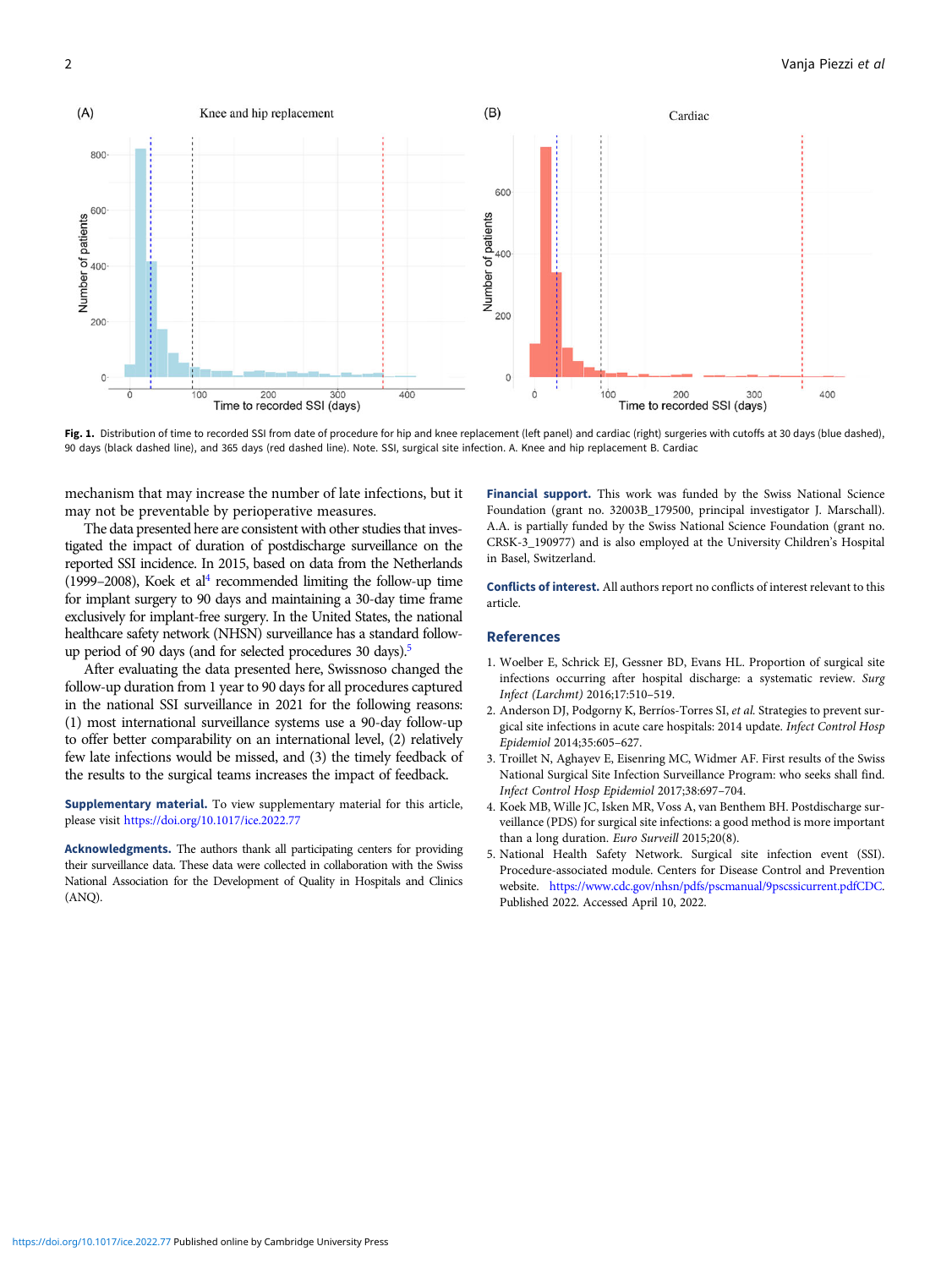(A) Knee and hip replacement

Number of patients

800

600

400

200

0

0 100 200 300 400

Time to recorded SSI (days)

(B) Cardiac

Number of patients

600

400

200

0

0 100 200 300 400

Time to recorded SSI (days)

**Fig. 1.** Distribution of time to recorded SSI from date of procedure for hip and knee replacement (left panel) and cardiac (right) surgeries with cutoffs at 30 days (blue dashed), 90 days (black dashed line), and 365 days (red dashed line). Note. SSI, surgical site infection. A. Knee and hip replacement B. Cardiac

mechanism that may increase the number of late infections, but it may not be preventable by perioperative measures.

The data presented here are consistent with other studies that investigated the impact of duration of postdischarge surveillance on the reported SSI incidence. In 2015, based on data from the Netherlands (1999–2008), Koek et al[4] recommended limiting the follow-up time for implant surgery to 90 days and maintaining a 30-day time frame exclusively for implant-free surgery. In the United States, the national healthcare safety network (NHSN) surveillance has a standard follow-up period of 90 days (and for selected procedures 30 days).[5]

After evaluating the data presented here, Swissnoso changed the follow-up duration from 1 year to 90 days for all procedures captured in the national SSI surveillance in 2021 for the following reasons: (1) most international surveillance systems use a 90-day follow-up to offer better comparability on an international level, (2) relatively few late infections would be missed, and (3) the timely feedback of the results to the surgical teams increases the impact of feedback.

**Supplementary material.** To view supplementary material for this article, please visit https://doi.org/10.1017/ice.2022.77

**Acknowledgments.** The authors thank all participating centers for providing their surveillance data. These data were collected in collaboration with the Swiss National Association for the Development of Quality in Hospitals and Clinics (ANQ).

**Financial support.** This work was funded by the Swiss National Science Foundation (grant no. 32003B_179500, principal investigator J. Marschall). A.A. is partially funded by the Swiss National Science Foundation (grant no. CRSK-3_190977) and is also employed at the University Children's Hospital in Basel, Switzerland.

**Conflicts of interest.** All authors report no conflicts of interest relevant to this article.

## References

1. Woelber E, Schrick EJ, Gessner BD, Evans HL. Proportion of surgical site infections occurring after hospital discharge: a systematic review. *Surg Infect (Larchmt)* 2016;17:510–519.
2. Anderson DJ, Podgorny K, Berríos-Torres SI, *et al.* Strategies to prevent surgical site infections in acute care hospitals: 2014 update. *Infect Control Hosp Epidemiol* 2014;35:605–627.
3. Troillet N, Aghayev E, Eisenring MC, Widmer AF. First results of the Swiss National Surgical Site Infection Surveillance Program: who seeks shall find. *Infect Control Hosp Epidemiol* 2017;38:697–704.
4. Koek MB, Wille JC, Isken MR, Voss A, van Benthem BH. Postdischarge surveillance (PDS) for surgical site infections: a good method is more important than a long duration. *Euro Surveill* 2015;20(8).
5. National Health Safety Network. Surgical site infection event (SSI). Procedure-associated module. Centers for Disease Control and Prevention website. https://www.cdc.gov/nhsn/pdfs/pscmanual/9pscssicurrent.pdfCDC. Published 2022. Accessed April 10, 2022.